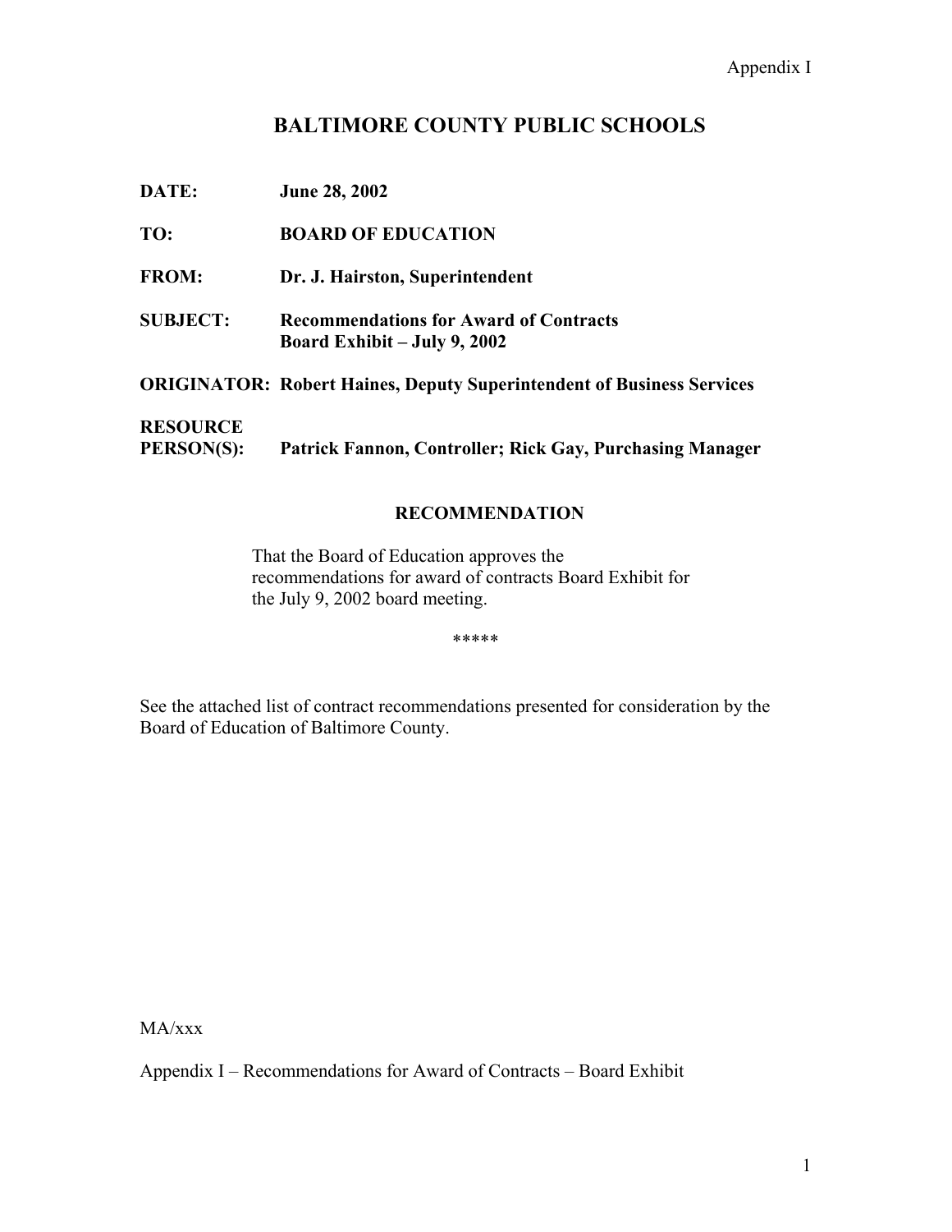Appendix I

# BALTIMORE COUNTY PUBLIC SCHOOLS

**DATE:** **June 28, 2002**

**TO:** **BOARD OF EDUCATION**

**FROM:** **Dr. J. Hairston, Superintendent**

**SUBJECT:** **Recommendations for Award of Contracts**
**Board Exhibit – July 9, 2002**

**ORIGINATOR:** **Robert Haines, Deputy Superintendent of Business Services**

**RESOURCE PERSON(S):** **Patrick Fannon, Controller; Rick Gay, Purchasing Manager**

## RECOMMENDATION

That the Board of Education approves the recommendations for award of contracts Board Exhibit for the July 9, 2002 board meeting.

*****

See the attached list of contract recommendations presented for consideration by the Board of Education of Baltimore County.

MA/xxx

Appendix I – Recommendations for Award of Contracts – Board Exhibit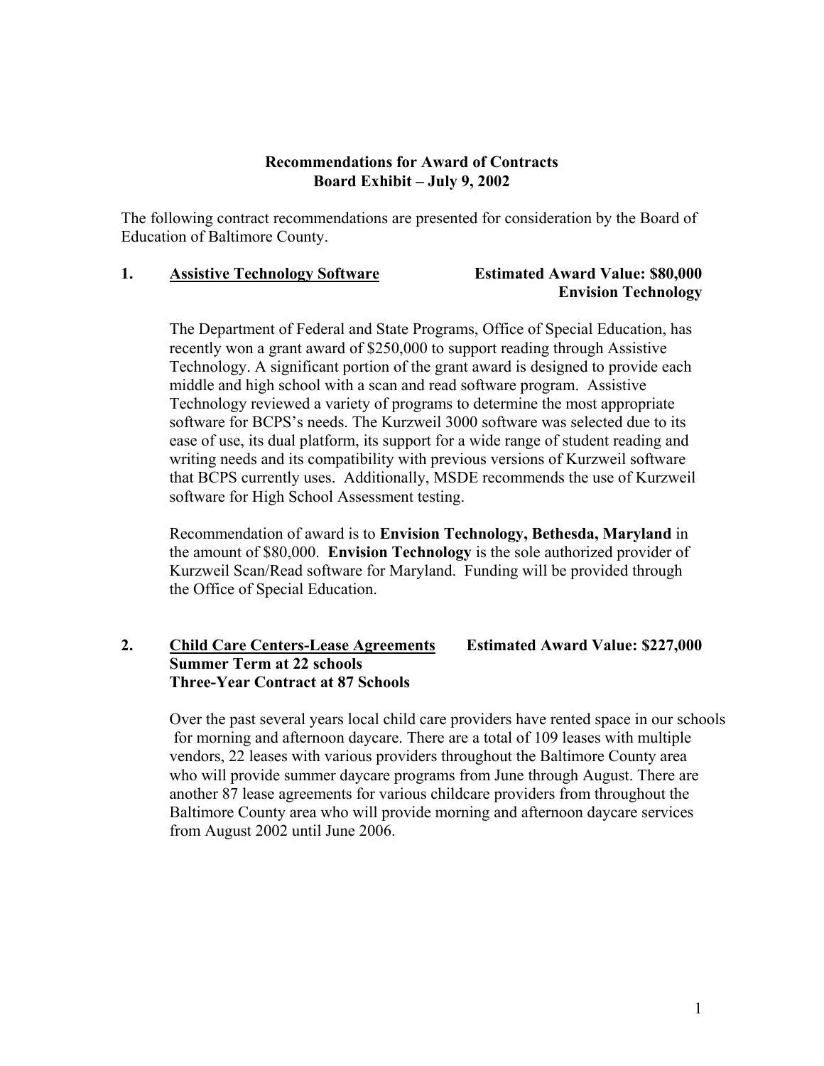**Recommendations for Award of Contracts**
**Board Exhibit – July 9, 2002**

The following contract recommendations are presented for consideration by the Board of Education of Baltimore County.

**1.** <u>**Assistive Technology Software**</u> **Estimated Award Value: $80,000**
**Envision Technology**

The Department of Federal and State Programs, Office of Special Education, has recently won a grant award of $250,000 to support reading through Assistive Technology. A significant portion of the grant award is designed to provide each middle and high school with a scan and read software program. Assistive Technology reviewed a variety of programs to determine the most appropriate software for BCPS's needs. The Kurzweil 3000 software was selected due to its ease of use, its dual platform, its support for a wide range of student reading and writing needs and its compatibility with previous versions of Kurzweil software that BCPS currently uses. Additionally, MSDE recommends the use of Kurzweil software for High School Assessment testing.

Recommendation of award is to **Envision Technology, Bethesda, Maryland** in the amount of $80,000. **Envision Technology** is the sole authorized provider of Kurzweil Scan/Read software for Maryland. Funding will be provided through the Office of Special Education.

**2.** <u>**Child Care Centers-Lease Agreements**</u> **Estimated Award Value: $227,000**
**Summer Term at 22 schools**
**Three-Year Contract at 87 Schools**

Over the past several years local child care providers have rented space in our schools for morning and afternoon daycare. There are a total of 109 leases with multiple vendors, 22 leases with various providers throughout the Baltimore County area who will provide summer daycare programs from June through August. There are another 87 lease agreements for various childcare providers from throughout the Baltimore County area who will provide morning and afternoon daycare services from August 2002 until June 2006.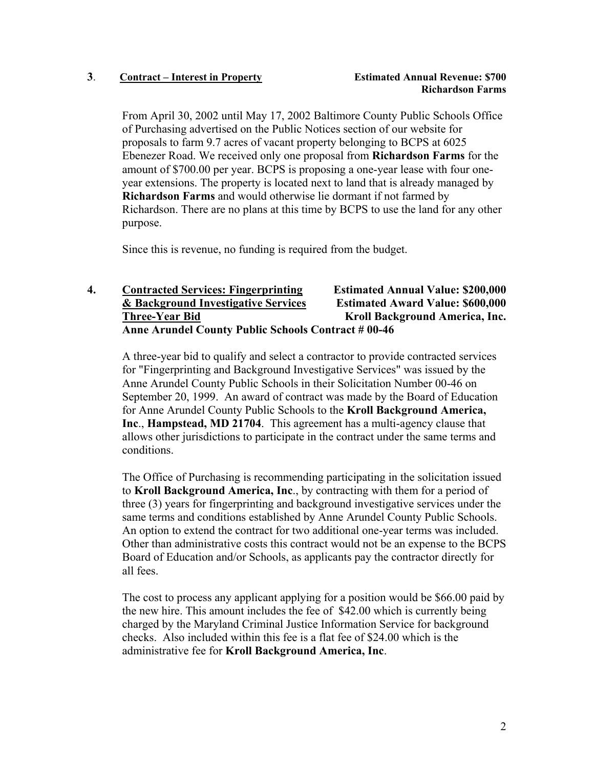**3**. <u>**Contract – Interest in Property**</u> **Estimated Annual Revenue: $700**
**Richardson Farms**

From April 30, 2002 until May 17, 2002 Baltimore County Public Schools Office of Purchasing advertised on the Public Notices section of our website for proposals to farm 9.7 acres of vacant property belonging to BCPS at 6025 Ebenezer Road. We received only one proposal from **Richardson Farms** for the amount of $700.00 per year. BCPS is proposing a one-year lease with four one-year extensions. The property is located next to land that is already managed by **Richardson Farms** and would otherwise lie dormant if not farmed by Richardson. There are no plans at this time by BCPS to use the land for any other purpose.

Since this is revenue, no funding is required from the budget.

**4.** <u>**Contracted Services: Fingerprinting & Background Investigative Services Three-Year Bid**</u>
**Estimated Annual Value: $200,000**
**Estimated Award Value: $600,000**
**Kroll Background America, Inc.**
**Anne Arundel County Public Schools Contract # 00-46**

A three-year bid to qualify and select a contractor to provide contracted services for "Fingerprinting and Background Investigative Services" was issued by the Anne Arundel County Public Schools in their Solicitation Number 00-46 on September 20, 1999. An award of contract was made by the Board of Education for Anne Arundel County Public Schools to the **Kroll Background America, Inc**., **Hampstead, MD 21704**. This agreement has a multi-agency clause that allows other jurisdictions to participate in the contract under the same terms and conditions.

The Office of Purchasing is recommending participating in the solicitation issued to **Kroll Background America, Inc**., by contracting with them for a period of three (3) years for fingerprinting and background investigative services under the same terms and conditions established by Anne Arundel County Public Schools. An option to extend the contract for two additional one-year terms was included. Other than administrative costs this contract would not be an expense to the BCPS Board of Education and/or Schools, as applicants pay the contractor directly for all fees.

The cost to process any applicant applying for a position would be $66.00 paid by the new hire. This amount includes the fee of $42.00 which is currently being charged by the Maryland Criminal Justice Information Service for background checks. Also included within this fee is a flat fee of $24.00 which is the administrative fee for **Kroll Background America, Inc**.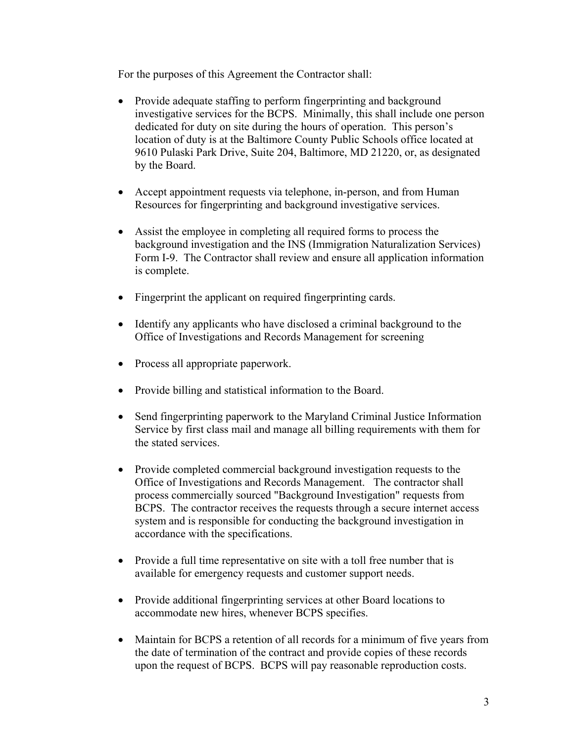For the purposes of this Agreement the Contractor shall:

- Provide adequate staffing to perform fingerprinting and background investigative services for the BCPS. Minimally, this shall include one person dedicated for duty on site during the hours of operation. This person's location of duty is at the Baltimore County Public Schools office located at 9610 Pulaski Park Drive, Suite 204, Baltimore, MD 21220, or, as designated by the Board.

- Accept appointment requests via telephone, in-person, and from Human Resources for fingerprinting and background investigative services.

- Assist the employee in completing all required forms to process the background investigation and the INS (Immigration Naturalization Services) Form I-9. The Contractor shall review and ensure all application information is complete.

- Fingerprint the applicant on required fingerprinting cards.

- Identify any applicants who have disclosed a criminal background to the Office of Investigations and Records Management for screening

- Process all appropriate paperwork.

- Provide billing and statistical information to the Board.

- Send fingerprinting paperwork to the Maryland Criminal Justice Information Service by first class mail and manage all billing requirements with them for the stated services.

- Provide completed commercial background investigation requests to the Office of Investigations and Records Management. The contractor shall process commercially sourced "Background Investigation" requests from BCPS. The contractor receives the requests through a secure internet access system and is responsible for conducting the background investigation in accordance with the specifications.

- Provide a full time representative on site with a toll free number that is available for emergency requests and customer support needs.

- Provide additional fingerprinting services at other Board locations to accommodate new hires, whenever BCPS specifies.

- Maintain for BCPS a retention of all records for a minimum of five years from the date of termination of the contract and provide copies of these records upon the request of BCPS. BCPS will pay reasonable reproduction costs.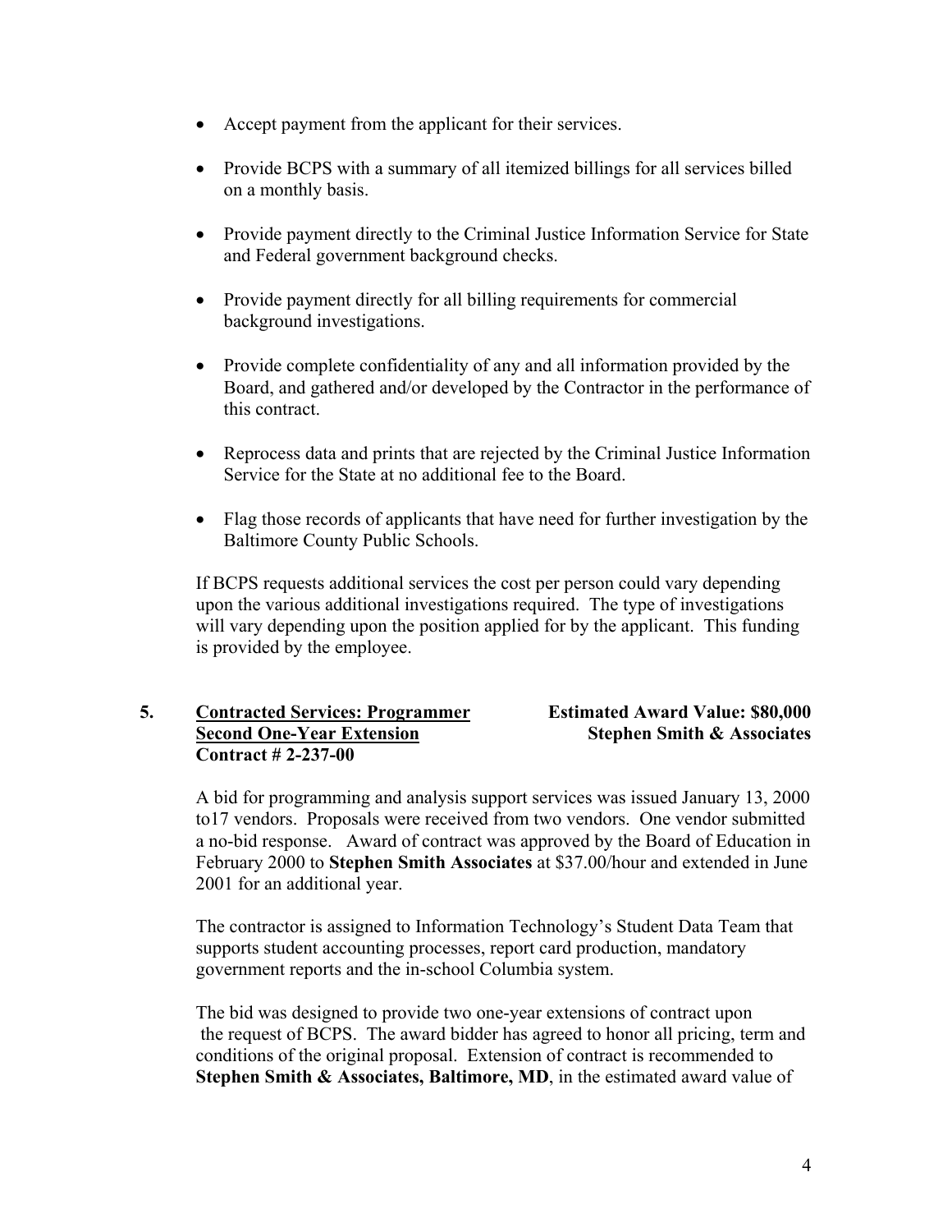- Accept payment from the applicant for their services.
- Provide BCPS with a summary of all itemized billings for all services billed on a monthly basis.
- Provide payment directly to the Criminal Justice Information Service for State and Federal government background checks.
- Provide payment directly for all billing requirements for commercial background investigations.
- Provide complete confidentiality of any and all information provided by the Board, and gathered and/or developed by the Contractor in the performance of this contract.
- Reprocess data and prints that are rejected by the Criminal Justice Information Service for the State at no additional fee to the Board.
- Flag those records of applicants that have need for further investigation by the Baltimore County Public Schools.

If BCPS requests additional services the cost per person could vary depending upon the various additional investigations required. The type of investigations will vary depending upon the position applied for by the applicant. This funding is provided by the employee.

**5. <u>Contracted Services: Programmer</u>** **Estimated Award Value: $80,000**
**<u>Second One-Year Extension</u>** **Stephen Smith & Associates**
**Contract # 2-237-00**

A bid for programming and analysis support services was issued January 13, 2000 to17 vendors. Proposals were received from two vendors. One vendor submitted a no-bid response. Award of contract was approved by the Board of Education in February 2000 to **Stephen Smith Associates** at $37.00/hour and extended in June 2001 for an additional year.

The contractor is assigned to Information Technology's Student Data Team that supports student accounting processes, report card production, mandatory government reports and the in-school Columbia system.

The bid was designed to provide two one-year extensions of contract upon the request of BCPS. The award bidder has agreed to honor all pricing, term and conditions of the original proposal. Extension of contract is recommended to **Stephen Smith & Associates, Baltimore, MD**, in the estimated award value of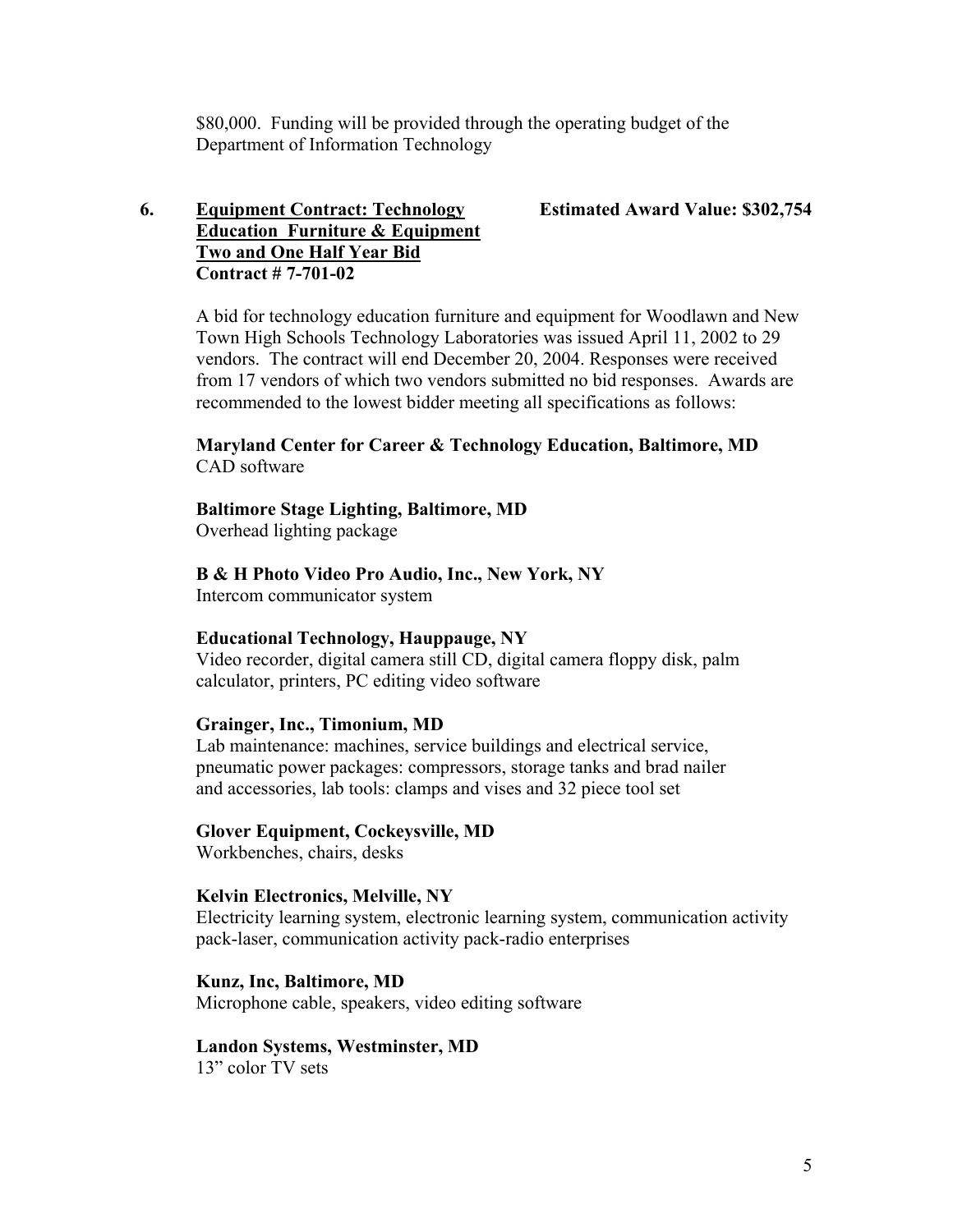$80,000. Funding will be provided through the operating budget of the Department of Information Technology

**6. <u>Equipment Contract: Technology Education Furniture & Equipment Two and One Half Year Bid</u> Contract # 7-701-02** **Estimated Award Value: $302,754**

A bid for technology education furniture and equipment for Woodlawn and New Town High Schools Technology Laboratories was issued April 11, 2002 to 29 vendors. The contract will end December 20, 2004. Responses were received from 17 vendors of which two vendors submitted no bid responses. Awards are recommended to the lowest bidder meeting all specifications as follows:

**Maryland Center for Career & Technology Education, Baltimore, MD**
CAD software

**Baltimore Stage Lighting, Baltimore, MD**
Overhead lighting package

**B & H Photo Video Pro Audio, Inc., New York, NY**
Intercom communicator system

**Educational Technology, Hauppauge, NY**
Video recorder, digital camera still CD, digital camera floppy disk, palm calculator, printers, PC editing video software

**Grainger, Inc., Timonium, MD**
Lab maintenance: machines, service buildings and electrical service, pneumatic power packages: compressors, storage tanks and brad nailer and accessories, lab tools: clamps and vises and 32 piece tool set

**Glover Equipment, Cockeysville, MD**
Workbenches, chairs, desks

**Kelvin Electronics, Melville, NY**
Electricity learning system, electronic learning system, communication activity pack-laser, communication activity pack-radio enterprises

**Kunz, Inc, Baltimore, MD**
Microphone cable, speakers, video editing software

**Landon Systems, Westminster, MD**
13" color TV sets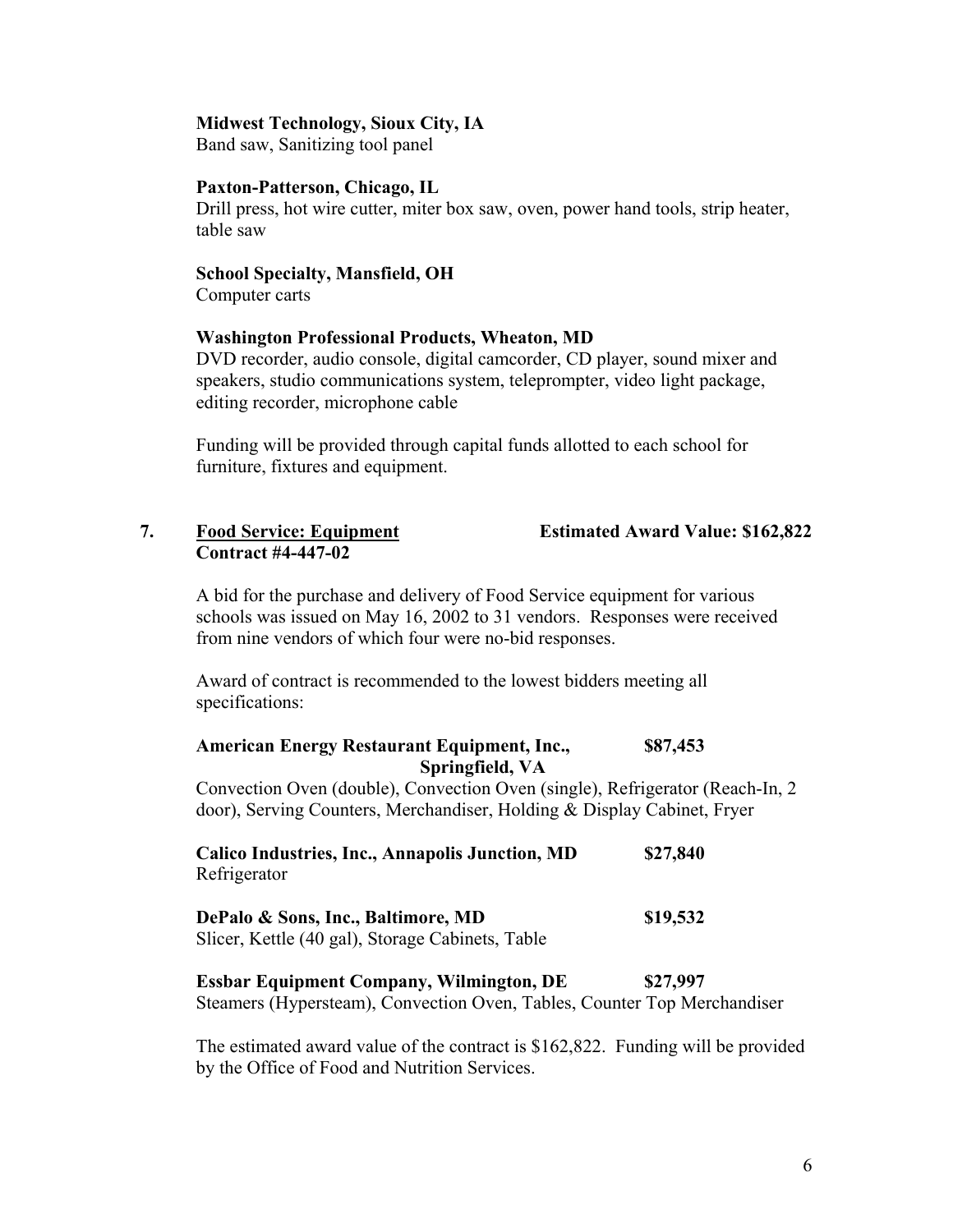**Midwest Technology, Sioux City, IA**
Band saw, Sanitizing tool panel

**Paxton-Patterson, Chicago, IL**
Drill press, hot wire cutter, miter box saw, oven, power hand tools, strip heater, table saw

**School Specialty, Mansfield, OH**
Computer carts

**Washington Professional Products, Wheaton, MD**
DVD recorder, audio console, digital camcorder, CD player, sound mixer and speakers, studio communications system, teleprompter, video light package, editing recorder, microphone cable

Funding will be provided through capital funds allotted to each school for furniture, fixtures and equipment.

**7. <u>Food Service: Equipment</u> Estimated Award Value: $162,822**
**Contract #4-447-02**

A bid for the purchase and delivery of Food Service equipment for various schools was issued on May 16, 2002 to 31 vendors. Responses were received from nine vendors of which four were no-bid responses.

Award of contract is recommended to the lowest bidders meeting all specifications:

**American Energy Restaurant Equipment, Inc., Springfield, VA** **$87,453**
Convection Oven (double), Convection Oven (single), Refrigerator (Reach-In, 2 door), Serving Counters, Merchandiser, Holding & Display Cabinet, Fryer

**Calico Industries, Inc., Annapolis Junction, MD** **$27,840**
Refrigerator

**DePalo & Sons, Inc., Baltimore, MD** **$19,532**
Slicer, Kettle (40 gal), Storage Cabinets, Table

**Essbar Equipment Company, Wilmington, DE** **$27,997**
Steamers (Hypersteam), Convection Oven, Tables, Counter Top Merchandiser

The estimated award value of the contract is $162,822. Funding will be provided by the Office of Food and Nutrition Services.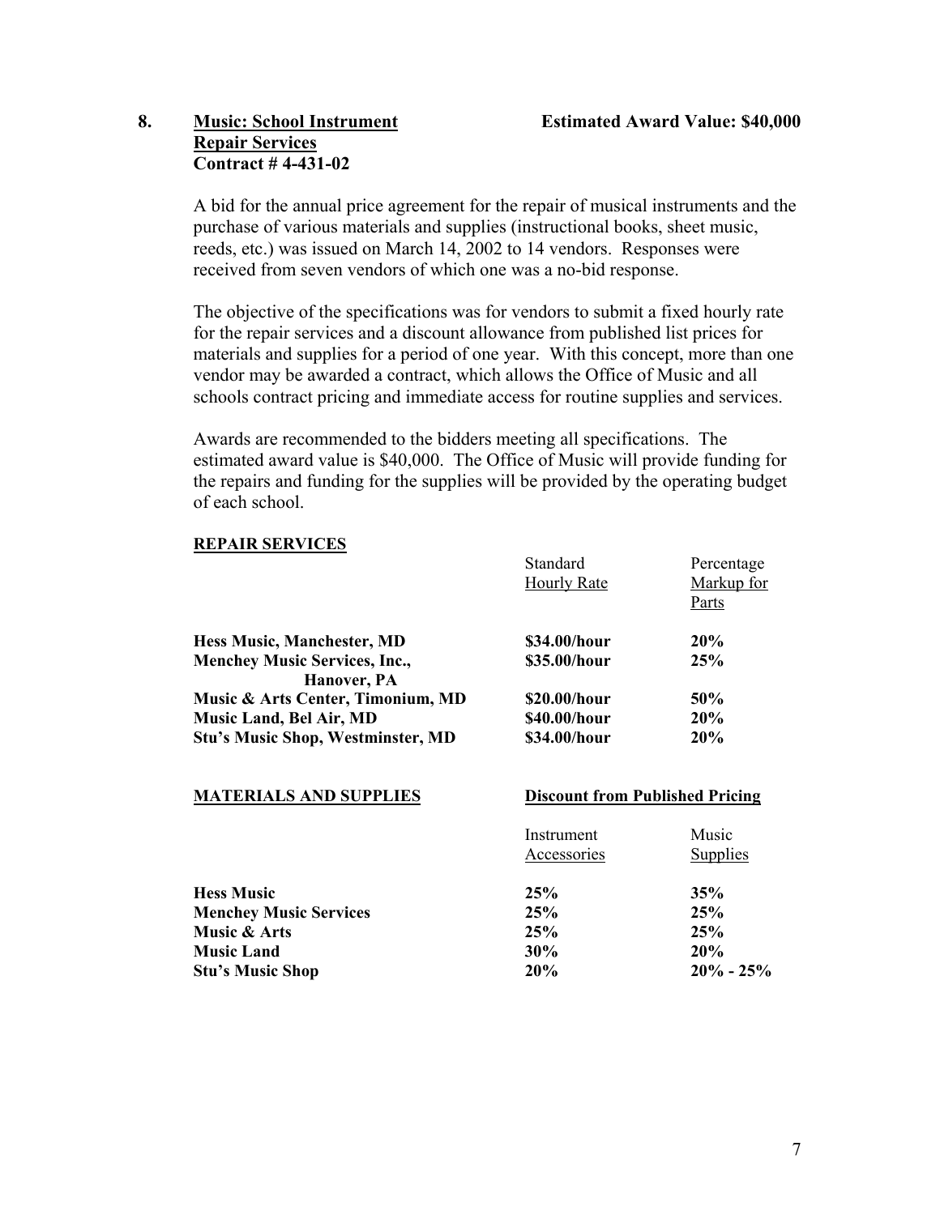**8. <u>Music: School Instrument Repair Services</u>** **Estimated Award Value: $40,000**
**Contract # 4-431-02**

A bid for the annual price agreement for the repair of musical instruments and the purchase of various materials and supplies (instructional books, sheet music, reeds, etc.) was issued on March 14, 2002 to 14 vendors. Responses were received from seven vendors of which one was a no-bid response.

The objective of the specifications was for vendors to submit a fixed hourly rate for the repair services and a discount allowance from published list prices for materials and supplies for a period of one year. With this concept, more than one vendor may be awarded a contract, which allows the Office of Music and all schools contract pricing and immediate access for routine supplies and services.

Awards are recommended to the bidders meeting all specifications. The estimated award value is $40,000. The Office of Music will provide funding for the repairs and funding for the supplies will be provided by the operating budget of each school.

**REPAIR SERVICES**

| | Standard Hourly Rate | Percentage Markup for Parts |
|---|---|---|
| **Hess Music, Manchester, MD** | **$34.00/hour** | **20%** |
| **Menchey Music Services, Inc., Hanover, PA** | **$35.00/hour** | **25%** |
| **Music & Arts Center, Timonium, MD** | **$20.00/hour** | **50%** |
| **Music Land, Bel Air, MD** | **$40.00/hour** | **20%** |
| **Stu's Music Shop, Westminster, MD** | **$34.00/hour** | **20%** |

**MATERIALS AND SUPPLIES**

| | **Discount from Published Pricing** | |
|---|---|---|
| | Instrument Accessories | Music Supplies |
| **Hess Music** | **25%** | **35%** |
| **Menchey Music Services** | **25%** | **25%** |
| **Music & Arts** | **25%** | **25%** |
| **Music Land** | **30%** | **20%** |
| **Stu's Music Shop** | **20%** | **20% - 25%** |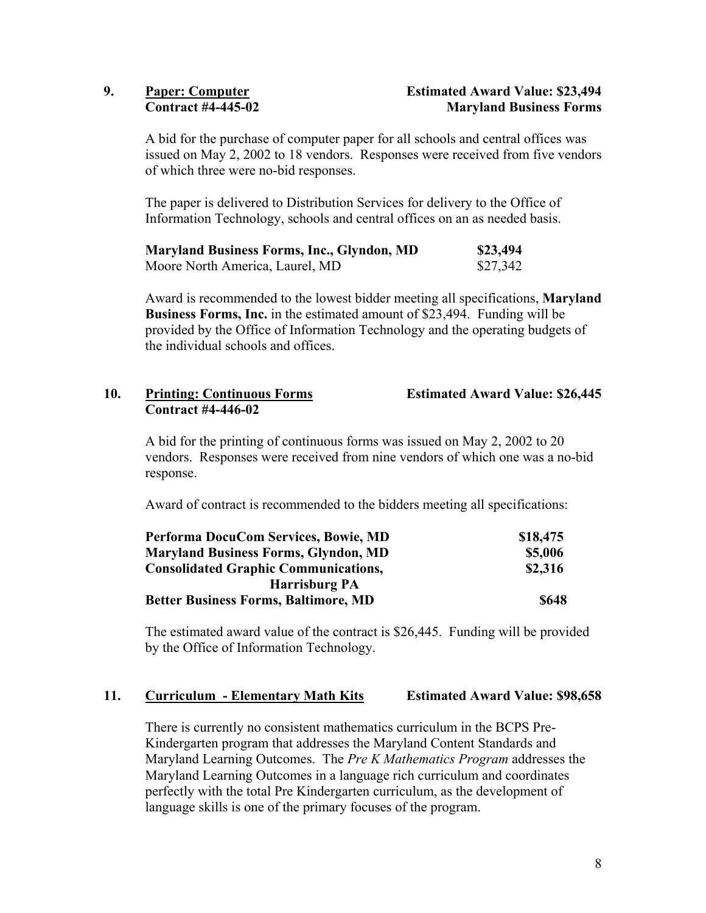**9. <u>Paper: Computer</u>** **Estimated Award Value: $23,494**
**Contract #4-445-02** **Maryland Business Forms**

A bid for the purchase of computer paper for all schools and central offices was issued on May 2, 2002 to 18 vendors. Responses were received from five vendors of which three were no-bid responses.

The paper is delivered to Distribution Services for delivery to the Office of Information Technology, schools and central offices on an as needed basis.

| | |
|---|---|
| **Maryland Business Forms, Inc., Glyndon, MD** | **$23,494** |
| Moore North America, Laurel, MD | $27,342 |

Award is recommended to the lowest bidder meeting all specifications, **Maryland Business Forms, Inc.** in the estimated amount of $23,494. Funding will be provided by the Office of Information Technology and the operating budgets of the individual schools and offices.

**10. <u>Printing: Continuous Forms</u>** **Estimated Award Value: $26,445**
**Contract #4-446-02**

A bid for the printing of continuous forms was issued on May 2, 2002 to 20 vendors. Responses were received from nine vendors of which one was a no-bid response.

Award of contract is recommended to the bidders meeting all specifications:

| | |
|---|---|
| **Performa DocuCom Services, Bowie, MD** | **$18,475** |
| **Maryland Business Forms, Glyndon, MD** | **$5,006** |
| **Consolidated Graphic Communications, Harrisburg PA** | **$2,316** |
| **Better Business Forms, Baltimore, MD** | **$648** |

The estimated award value of the contract is $26,445. Funding will be provided by the Office of Information Technology.

**11. <u>Curriculum - Elementary Math Kits</u>** **Estimated Award Value: $98,658**

There is currently no consistent mathematics curriculum in the BCPS Pre-Kindergarten program that addresses the Maryland Content Standards and Maryland Learning Outcomes. The *Pre K Mathematics Program* addresses the Maryland Learning Outcomes in a language rich curriculum and coordinates perfectly with the total Pre Kindergarten curriculum, as the development of language skills is one of the primary focuses of the program.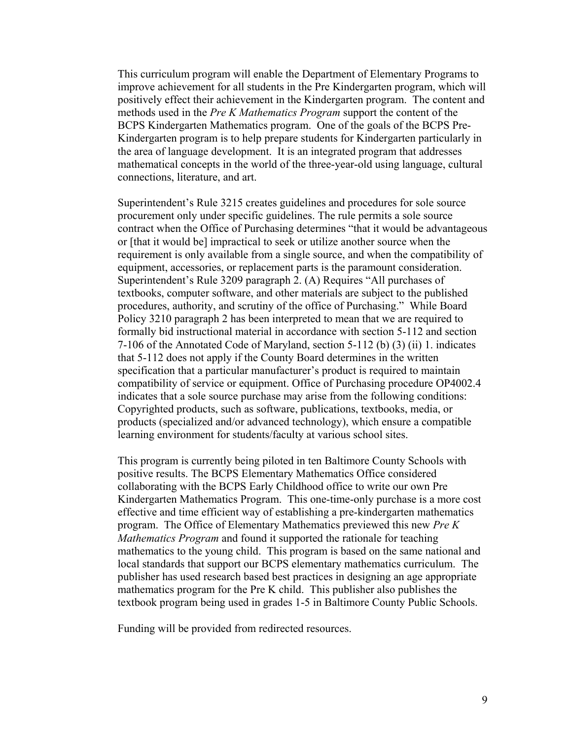This curriculum program will enable the Department of Elementary Programs to improve achievement for all students in the Pre Kindergarten program, which will positively effect their achievement in the Kindergarten program. The content and methods used in the *Pre K Mathematics Program* support the content of the BCPS Kindergarten Mathematics program. One of the goals of the BCPS Pre-Kindergarten program is to help prepare students for Kindergarten particularly in the area of language development. It is an integrated program that addresses mathematical concepts in the world of the three-year-old using language, cultural connections, literature, and art.

Superintendent's Rule 3215 creates guidelines and procedures for sole source procurement only under specific guidelines. The rule permits a sole source contract when the Office of Purchasing determines "that it would be advantageous or [that it would be] impractical to seek or utilize another source when the requirement is only available from a single source, and when the compatibility of equipment, accessories, or replacement parts is the paramount consideration. Superintendent's Rule 3209 paragraph 2. (A) Requires "All purchases of textbooks, computer software, and other materials are subject to the published procedures, authority, and scrutiny of the office of Purchasing." While Board Policy 3210 paragraph 2 has been interpreted to mean that we are required to formally bid instructional material in accordance with section 5-112 and section 7-106 of the Annotated Code of Maryland, section 5-112 (b) (3) (ii) 1. indicates that 5-112 does not apply if the County Board determines in the written specification that a particular manufacturer's product is required to maintain compatibility of service or equipment. Office of Purchasing procedure OP4002.4 indicates that a sole source purchase may arise from the following conditions: Copyrighted products, such as software, publications, textbooks, media, or products (specialized and/or advanced technology), which ensure a compatible learning environment for students/faculty at various school sites.

This program is currently being piloted in ten Baltimore County Schools with positive results. The BCPS Elementary Mathematics Office considered collaborating with the BCPS Early Childhood office to write our own Pre Kindergarten Mathematics Program. This one-time-only purchase is a more cost effective and time efficient way of establishing a pre-kindergarten mathematics program. The Office of Elementary Mathematics previewed this new *Pre K Mathematics Program* and found it supported the rationale for teaching mathematics to the young child. This program is based on the same national and local standards that support our BCPS elementary mathematics curriculum. The publisher has used research based best practices in designing an age appropriate mathematics program for the Pre K child. This publisher also publishes the textbook program being used in grades 1-5 in Baltimore County Public Schools.

Funding will be provided from redirected resources.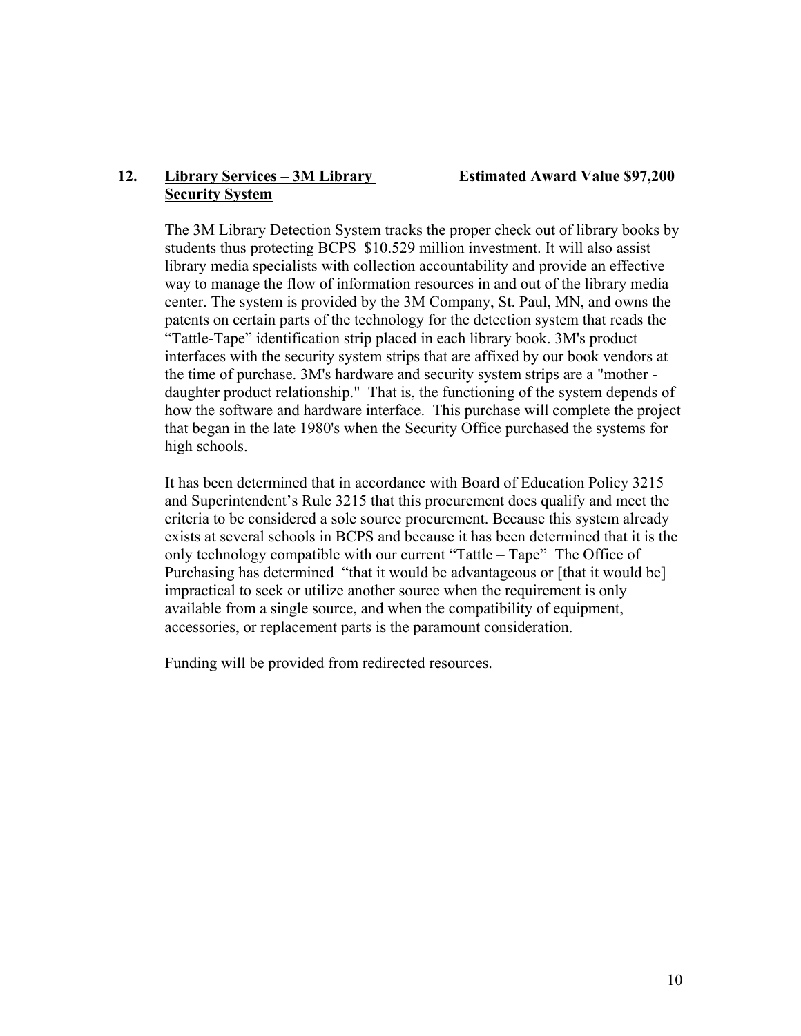**12. <u>Library Services – 3M Library Security System</u>** **Estimated Award Value $97,200**

The 3M Library Detection System tracks the proper check out of library books by students thus protecting BCPS $10.529 million investment. It will also assist library media specialists with collection accountability and provide an effective way to manage the flow of information resources in and out of the library media center. The system is provided by the 3M Company, St. Paul, MN, and owns the patents on certain parts of the technology for the detection system that reads the "Tattle-Tape" identification strip placed in each library book. 3M's product interfaces with the security system strips that are affixed by our book vendors at the time of purchase. 3M's hardware and security system strips are a "mother - daughter product relationship." That is, the functioning of the system depends of how the software and hardware interface. This purchase will complete the project that began in the late 1980's when the Security Office purchased the systems for high schools.

It has been determined that in accordance with Board of Education Policy 3215 and Superintendent's Rule 3215 that this procurement does qualify and meet the criteria to be considered a sole source procurement. Because this system already exists at several schools in BCPS and because it has been determined that it is the only technology compatible with our current "Tattle – Tape" The Office of Purchasing has determined "that it would be advantageous or [that it would be] impractical to seek or utilize another source when the requirement is only available from a single source, and when the compatibility of equipment, accessories, or replacement parts is the paramount consideration.

Funding will be provided from redirected resources.